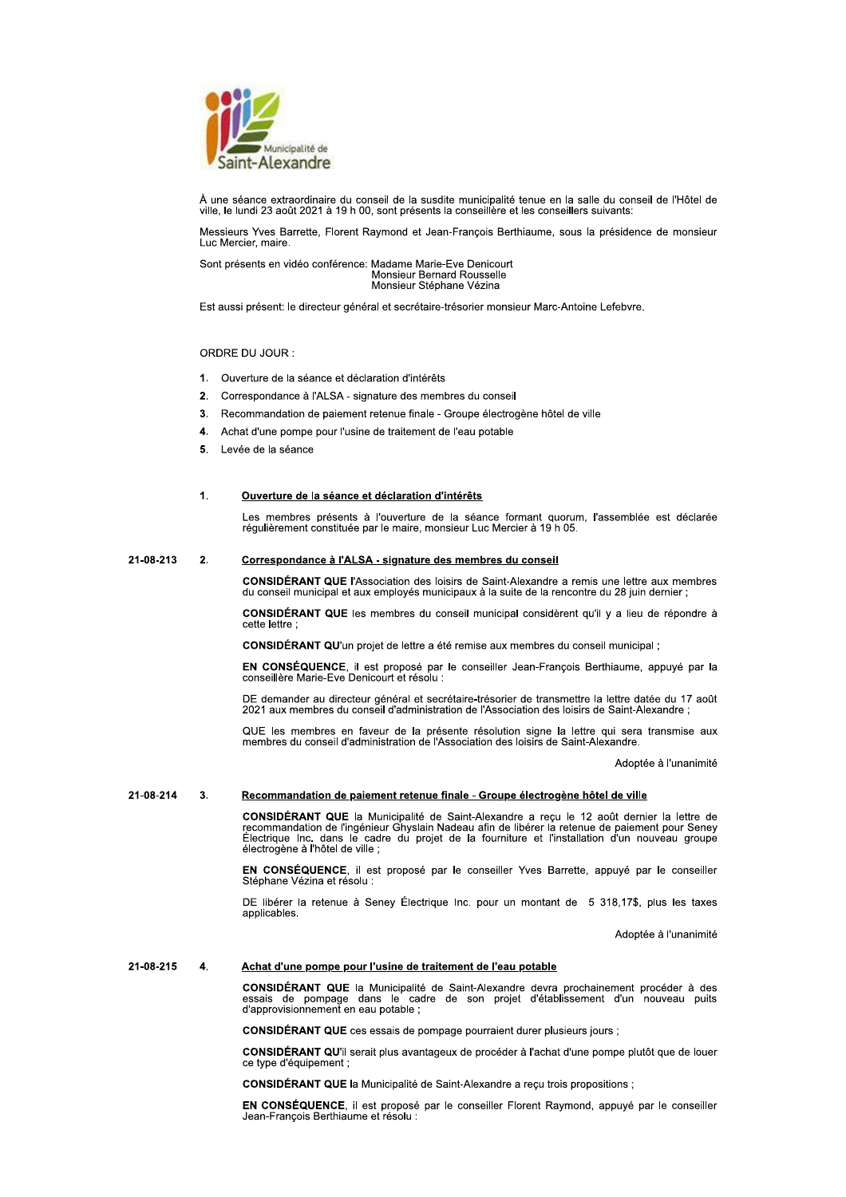Municipalité de Saint-Alexandre

À une séance extraordinaire du conseil de la susdite municipalité tenue en la salle du conseil de l'Hôtel de ville, le lundi 23 août 2021 à 19 h 00, sont présents la conseillère et les conseillers suivants:

Messieurs Yves Barrette, Florent Raymond et Jean-François Berthiaume, sous la présidence de monsieur Luc Mercier, maire.

Sont présents en vidéo conférence: Madame Marie-Eve Denicourt
Monsieur Bernard Rousselle
Monsieur Stéphane Vézina

Est aussi présent: le directeur général et secrétaire-trésorier monsieur Marc-Antoine Lefebvre.

ORDRE DU JOUR :

1. Ouverture de la séance et déclaration d'intérêts
2. Correspondance à l'ALSA - signature des membres du conseil
3. Recommandation de paiement retenue finale - Groupe électrogène hôtel de ville
4. Achat d'une pompe pour l'usine de traitement de l'eau potable
5. Levée de la séance

**1. Ouverture de la séance et déclaration d'intérêts**

Les membres présents à l'ouverture de la séance formant quorum, l'assemblée est déclarée régulièrement constituée par le maire, monsieur Luc Mercier à 19 h 05.

21-08-213 **2. Correspondance à l'ALSA - signature des membres du conseil**

**CONSIDÉRANT QUE** l'Association des loisirs de Saint-Alexandre a remis une lettre aux membres du conseil municipal et aux employés municipaux à la suite de la rencontre du 28 juin dernier ;

**CONSIDÉRANT QUE** les membres du conseil municipal considèrent qu'il y a lieu de répondre à cette lettre ;

**CONSIDÉRANT QU'**un projet de lettre a été remise aux membres du conseil municipal ;

**EN CONSÉQUENCE**, il est proposé par le conseiller Jean-François Berthiaume, appuyé par la conseillère Marie-Eve Denicourt et résolu :

DE demander au directeur général et secrétaire-trésorier de transmettre la lettre datée du 17 août 2021 aux membres du conseil d'administration de l'Association des loisirs de Saint-Alexandre ;

QUE les membres en faveur de la présente résolution signe la lettre qui sera transmise aux membres du conseil d'administration de l'Association des loisirs de Saint-Alexandre.

Adoptée à l'unanimité

21-08-214 **3. Recommandation de paiement retenue finale - Groupe électrogène hôtel de ville**

**CONSIDÉRANT QUE** la Municipalité de Saint-Alexandre a reçu le 12 août dernier la lettre de recommandation de l'ingénieur Ghyslain Nadeau afin de libérer la retenue de paiement pour Seney Électrique Inc. dans le cadre du projet de la fourniture et l'installation d'un nouveau groupe électrogène à l'hôtel de ville ;

**EN CONSÉQUENCE**, il est proposé par le conseiller Yves Barrette, appuyé par le conseiller Stéphane Vézina et résolu :

DE libérer la retenue à Seney Électrique Inc. pour un montant de 5 318,17$, plus les taxes applicables.

Adoptée à l'unanimité

21-08-215 **4. Achat d'une pompe pour l'usine de traitement de l'eau potable**

**CONSIDÉRANT QUE** la Municipalité de Saint-Alexandre devra prochainement procéder à des essais de pompage dans le cadre de son projet d'établissement d'un nouveau puits d'approvisionnement en eau potable ;

**CONSIDÉRANT QUE** ces essais de pompage pourraient durer plusieurs jours ;

**CONSIDÉRANT QU'**il serait plus avantageux de procéder à l'achat d'une pompe plutôt que de louer ce type d'équipement ;

**CONSIDÉRANT QUE** la Municipalité de Saint-Alexandre a reçu trois propositions ;

**EN CONSÉQUENCE**, il est proposé par le conseiller Florent Raymond, appuyé par le conseiller Jean-François Berthiaume et résolu :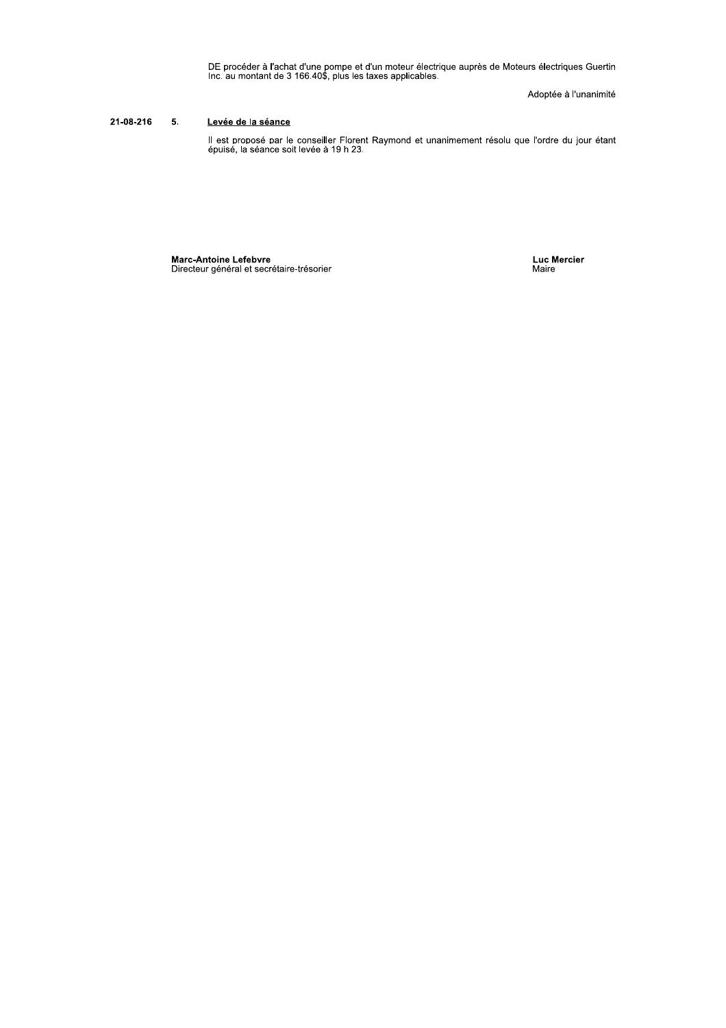DE procéder à l'achat d'une pompe et d'un moteur électrique auprès de Moteurs électriques Guertin Inc. au montant de 3 166.40$, plus les taxes applicables.

Adoptée à l'unanimité

**21-08-216** **5.** **Levée de la séance**

Il est proposé par le conseiller Florent Raymond et unanimement résolu que l'ordre du jour étant épuisé, la séance soit levée à 19 h 23.

**Marc-Antoine Lefebvre**
Directeur général et secrétaire-trésorier

**Luc Mercier**
Maire